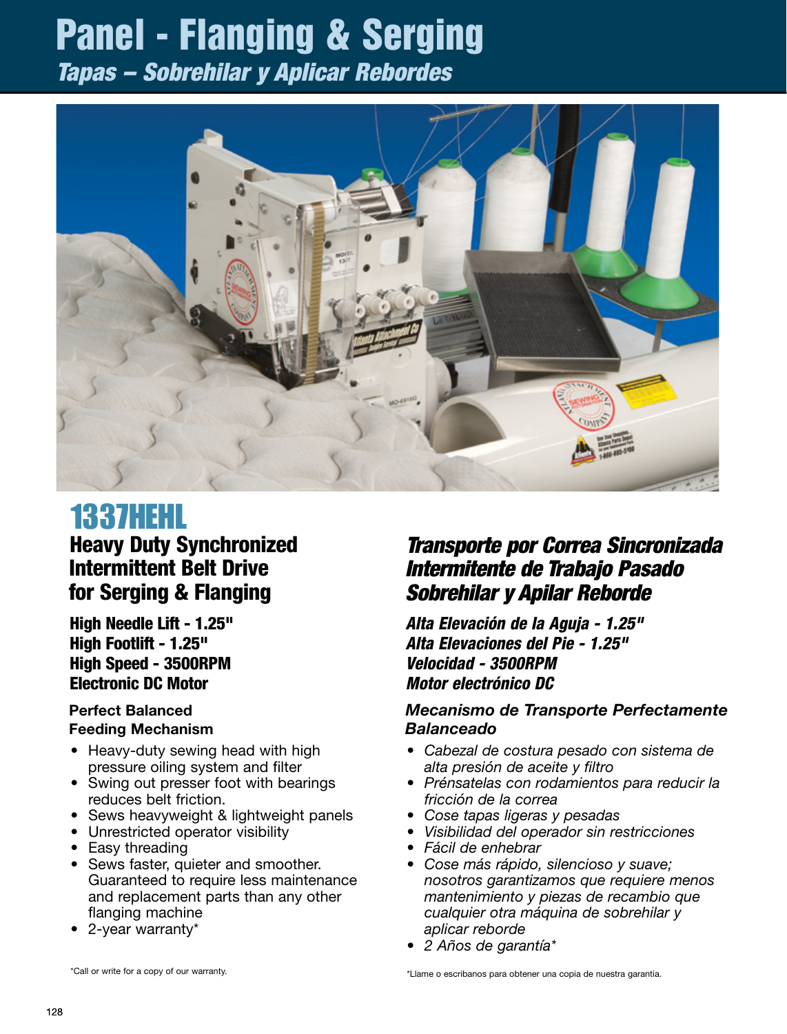# Panel - Flanging & Serging

*Tapas – Sobrehilar y Aplicar Rebordes*

## 1337HEHL

### Heavy Duty Synchronized Intermittent Belt Drive for Serging & Flanging

**High Needle Lift - 1.25"**
**High Footlift - 1.25"**
**High Speed - 3500RPM**
**Electronic DC Motor**

**Perfect Balanced Feeding Mechanism**

- Heavy-duty sewing head with high pressure oiling system and filter
- Swing out presser foot with bearings reduces belt friction.
- Sews heavyweight & lightweight panels
- Unrestricted operator visibility
- Easy threading
- Sews faster, quieter and smoother. Guaranteed to require less maintenance and replacement parts than any other flanging machine
- 2-year warranty*

*Call or write for a copy of our warranty.

### *Transporte por Correa Sincronizada Intermitente de Trabajo Pasado Sobrehilar y Apilar Reborde*

***Alta Elevación de la Aguja - 1.25"***
***Alta Elevaciones del Pie - 1.25"***
***Velocidad - 3500RPM***
***Motor electrónico DC***

***Mecanismo de Transporte Perfectamente Balanceado***

- *Cabezal de costura pesado con sistema de alta presión de aceite y filtro*
- *Prénsatelas con rodamientos para reducir la fricción de la correa*
- *Cose tapas ligeras y pesadas*
- *Visibilidad del operador sin restricciones*
- *Fácil de enhebrar*
- *Cose más rápido, silencioso y suave; nosotros garantizamos que requiere menos mantenimiento y piezas de recambio que cualquier otra máquina de sobrehilar y aplicar reborde*
- *2 Años de garantía**

*Llame o escribanos para obtener una copia de nuestra garantia.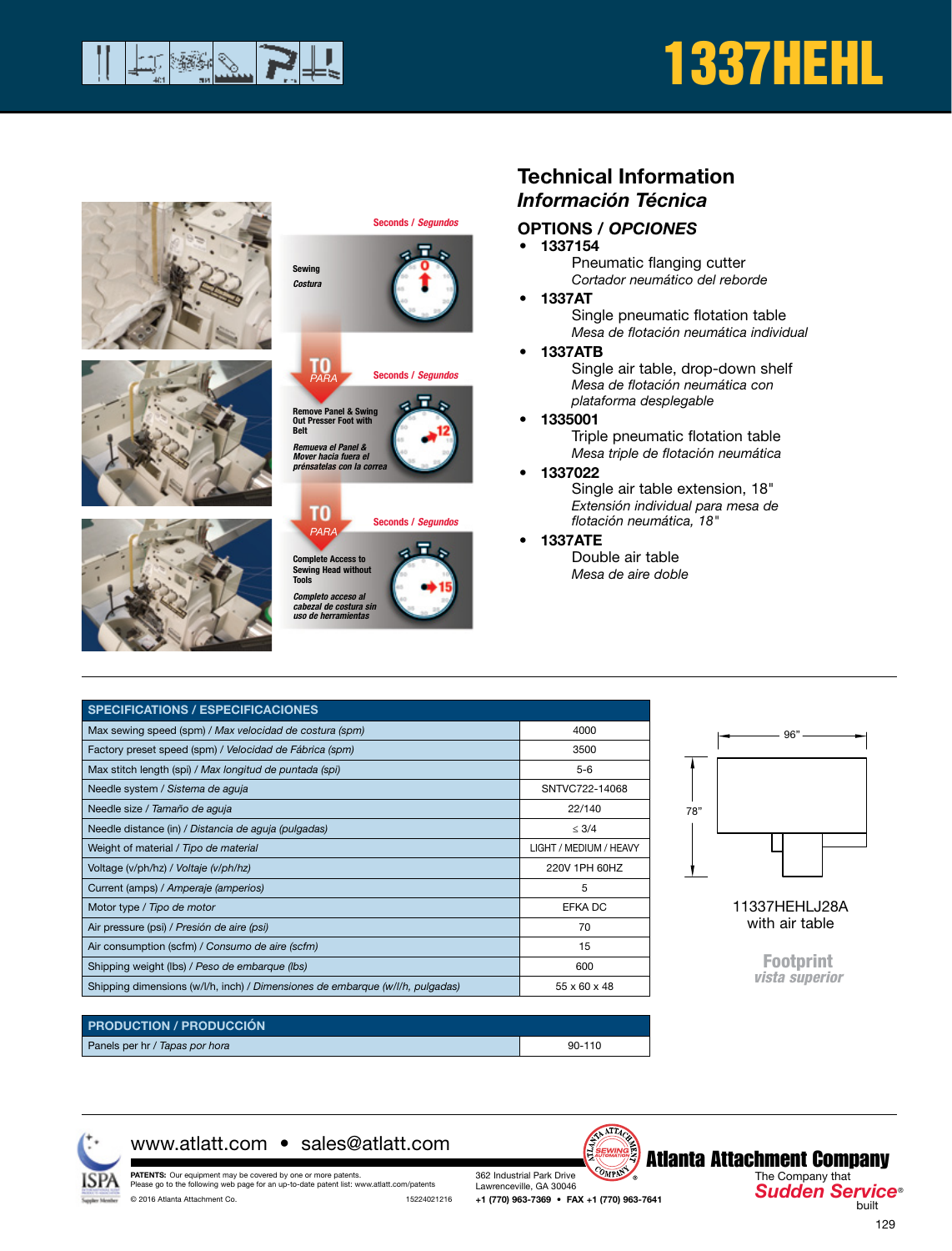# 1337HEHL

Seconds / *Segundos*

Sewing
*Costura*

TO
*PARA*

Seconds / *Segundos*

Remove Panel & Swing Out Presser Foot with Belt
*Remueva el Panel & Mover hacia fuera el prénsatelas con la correa*

TO
*PARA*

Seconds / *Segundos*

Complete Access to Sewing Head without Tools
*Completo acceso al cabezal de costura sin uso de herramientas*

## Technical Information
## *Información Técnica*

### OPTIONS / *OPCIONES*

- **1337154**
  Pneumatic flanging cutter
  *Cortador neumático del reborde*
- **1337AT**
  Single pneumatic flotation table
  *Mesa de flotación neumática individual*
- **1337ATB**
  Single air table, drop-down shelf
  *Mesa de flotación neumática con plataforma desplegable*
- **1335001**
  Triple pneumatic flotation table
  *Mesa triple de flotación neumática*
- **1337022**
  Single air table extension, 18"
  *Extensión individual para mesa de flotación neumática, 18"*
- **1337ATE**
  Double air table
  *Mesa de aire doble*

| SPECIFICATIONS / ESPECIFICACIONES | |
|---|---|
| Max sewing speed (spm) / *Max velocidad de costura (spm)* | 4000 |
| Factory preset speed (spm) / *Velocidad de Fábrica (spm)* | 3500 |
| Max stitch length (spi) / *Max longitud de puntada (spi)* | 5-6 |
| Needle system / *Sistema de aguja* | SNTVC722-14068 |
| Needle size / *Tamaño de aguja* | 22/140 |
| Needle distance (in) / *Distancia de aguja (pulgadas)* | ≤ 3/4 |
| Weight of material / *Tipo de material* | LIGHT / MEDIUM / HEAVY |
| Voltage (v/ph/hz) / *Voltaje (v/ph/hz)* | 220V 1PH 60HZ |
| Current (amps) / *Amperaje (amperios)* | 5 |
| Motor type / *Tipo de motor* | EFKA DC |
| Air pressure (psi) / *Presión de aire (psi)* | 70 |
| Air consumption (scfm) / *Consumo de aire (scfm)* | 15 |
| Shipping weight (lbs) / *Peso de embarque (lbs)* | 600 |
| Shipping dimensions (w/l/h, inch) / *Dimensiones de embarque (w/l/h, pulgadas)* | 55 x 60 x 48 |

| PRODUCTION / PRODUCCIÓN | |
|---|---|
| Panels per hr / *Tapas por hora* | 90-110 |

96”

78”

11337HEHLJ28A
with air table

**Footprint**
*vista superior*

www.atlatt.com • sales@atlatt.com

**PATENTS:** Our equipment may be covered by one or more patents.
Please go to the following web page for an up-to-date patent list: www.atlatt.com/patents

© 2016 Atlanta Attachment Co. 15224021216

362 Industrial Park Drive
Lawrenceville, GA 30046
+1 (770) 963-7369 • FAX +1 (770) 963-7641

**Atlanta Attachment Company**
The Company that *Sudden Service*® built